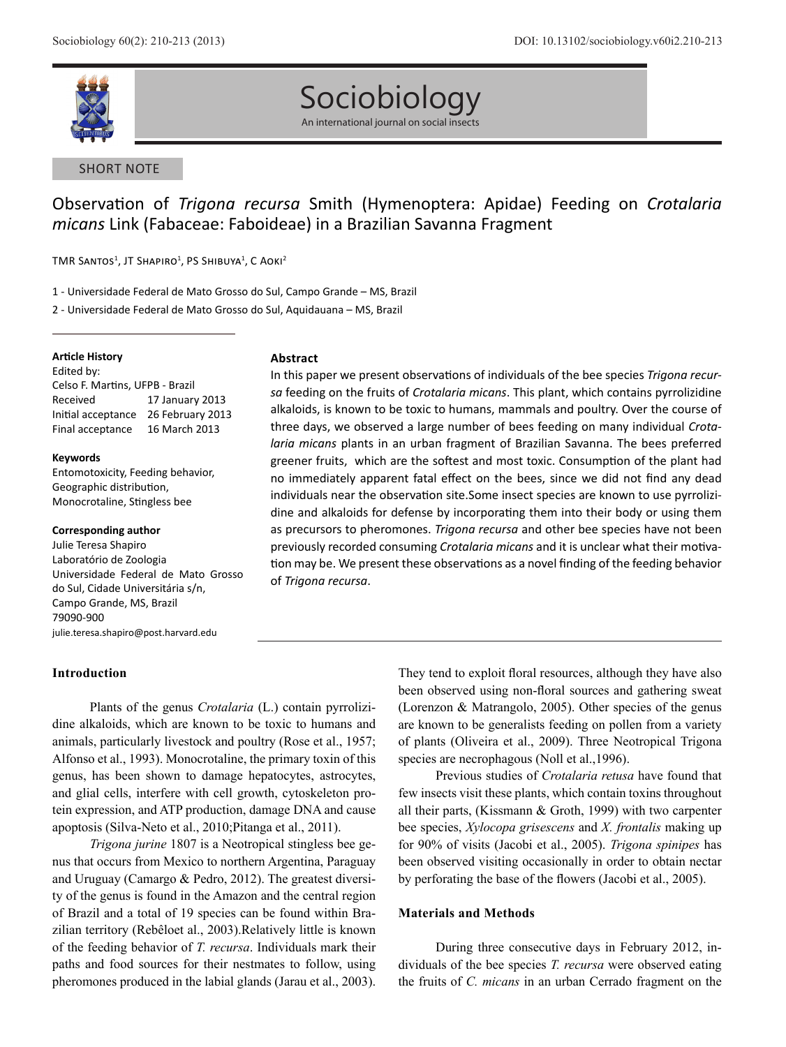SHORT NOTE

# Observation of *Trigona recursa* Smith (Hymenoptera: Apidae) Feeding on *Crotalaria micans* Link (Fabaceae: Faboideae) in a Brazilian Savanna Fragment

TMR Santos[1], JT Shapiro[1], PS Shibuya[1], C Aoki[2]

1 - Universidade Federal de Mato Grosso do Sul, Campo Grande – MS, Brazil

2 - Universidade Federal de Mato Grosso do Sul, Aquidauana – MS, Brazil

**Article History**

Edited by:
Celso F. Martins, UFPB - Brazil

| | |
|---|---|
| Received | 17 January 2013 |
| Initial acceptance | 26 February 2013 |
| Final acceptance | 16 March 2013 |

**Keywords**

Entomotoxicity, Feeding behavior, Geographic distribution, Monocrotaline, Stingless bee

**Corresponding author**

Julie Teresa Shapiro
Laboratório de Zoologia
Universidade Federal de Mato Grosso do Sul, Cidade Universitária s/n,
Campo Grande, MS, Brazil
79090-900
julie.teresa.shapiro@post.harvard.edu

## Abstract

In this paper we present observations of individuals of the bee species *Trigona recursa* feeding on the fruits of *Crotalaria micans*. This plant, which contains pyrrolizidine alkaloids, is known to be toxic to humans, mammals and poultry. Over the course of three days, we observed a large number of bees feeding on many individual *Crotalaria micans* plants in an urban fragment of Brazilian Savanna. The bees preferred greener fruits, which are the softest and most toxic. Consumption of the plant had no immediately apparent fatal effect on the bees, since we did not find any dead individuals near the observation site.Some insect species are known to use pyrrolizidine and alkaloids for defense by incorporating them into their body or using them as precursors to pheromones. *Trigona recursa* and other bee species have not been previously recorded consuming *Crotalaria micans* and it is unclear what their motivation may be. We present these observations as a novel finding of the feeding behavior of *Trigona recursa*.

## Introduction

Plants of the genus *Crotalaria* (L.) contain pyrrolizidine alkaloids, which are known to be toxic to humans and animals, particularly livestock and poultry (Rose et al., 1957; Alfonso et al., 1993). Monocrotaline, the primary toxin of this genus, has been shown to damage hepatocytes, astrocytes, and glial cells, interfere with cell growth, cytoskeleton protein expression, and ATP production, damage DNA and cause apoptosis (Silva-Neto et al., 2010;Pitanga et al., 2011).

*Trigona jurine* 1807 is a Neotropical stingless bee genus that occurs from Mexico to northern Argentina, Paraguay and Uruguay (Camargo & Pedro, 2012). The greatest diversity of the genus is found in the Amazon and the central region of Brazil and a total of 19 species can be found within Brazilian territory (Rebêloet al., 2003).Relatively little is known of the feeding behavior of *T. recursa*. Individuals mark their paths and food sources for their nestmates to follow, using pheromones produced in the labial glands (Jarau et al., 2003). They tend to exploit floral resources, although they have also been observed using non-floral sources and gathering sweat (Lorenzon & Matrangolo, 2005). Other species of the genus are known to be generalists feeding on pollen from a variety of plants (Oliveira et al., 2009). Three Neotropical Trigona species are necrophagous (Noll et al.,1996).

Previous studies of *Crotalaria retusa* have found that few insects visit these plants, which contain toxins throughout all their parts, (Kissmann & Groth, 1999) with two carpenter bee species, *Xylocopa grisescens* and *X. frontalis* making up for 90% of visits (Jacobi et al., 2005). *Trigona spinipes* has been observed visiting occasionally in order to obtain nectar by perforating the base of the flowers (Jacobi et al., 2005).

## Materials and Methods

During three consecutive days in February 2012, individuals of the bee species *T. recursa* were observed eating the fruits of *C. micans* in an urban Cerrado fragment on the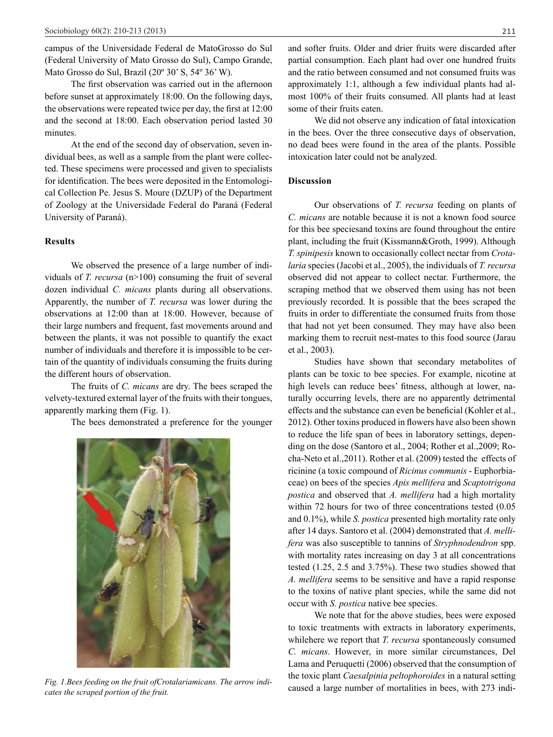campus of the Universidade Federal de MatoGrosso do Sul (Federal University of Mato Grosso do Sul), Campo Grande, Mato Grosso do Sul, Brazil (20º 30' S, 54º 36' W).

The first observation was carried out in the afternoon before sunset at approximately 18:00. On the following days, the observations were repeated twice per day, the first at 12:00 and the second at 18:00. Each observation period lasted 30 minutes.

At the end of the second day of observation, seven individual bees, as well as a sample from the plant were collected. These specimens were processed and given to specialists for identification. The bees were deposited in the Entomological Collection Pe. Jesus S. Moure (DZUP) of the Department of Zoology at the Universidade Federal do Paraná (Federal University of Paraná).

## Results

We observed the presence of a large number of individuals of *T. recursa* (n>100) consuming the fruit of several dozen individual *C. micans* plants during all observations. Apparently, the number of *T. recursa* was lower during the observations at 12:00 than at 18:00. However, because of their large numbers and frequent, fast movements around and between the plants, it was not possible to quantify the exact number of individuals and therefore it is impossible to be certain of the quantity of individuals consuming the fruits during the different hours of observation.

The fruits of *C. micans* are dry. The bees scraped the velvety-textured external layer of the fruits with their tongues, apparently marking them (Fig. 1).

The bees demonstrated a preference for the younger and softer fruits. Older and drier fruits were discarded after partial consumption. Each plant had over one hundred fruits and the ratio between consumed and not consumed fruits was approximately 1:1, although a few individual plants had almost 100% of their fruits consumed. All plants had at least some of their fruits eaten.

*Fig. 1.Bees feeding on the fruit ofCrotalariamicans. The arrow indicates the scraped portion of the fruit.*

We did not observe any indication of fatal intoxication in the bees. Over the three consecutive days of observation, no dead bees were found in the area of the plants. Possible intoxication later could not be analyzed.

## Discussion

Our observations of *T. recursa* feeding on plants of *C. micans* are notable because it is not a known food source for this bee speciesand toxins are found throughout the entire plant, including the fruit (Kissmann&Groth, 1999). Although *T. spinipesis* known to occasionally collect nectar from *Crotalaria* species (Jacobi et al., 2005), the individuals of *T. recursa* observed did not appear to collect nectar. Furthermore, the scraping method that we observed them using has not been previously recorded. It is possible that the bees scraped the fruits in order to differentiate the consumed fruits from those that had not yet been consumed. They may have also been marking them to recruit nest-mates to this food source (Jarau et al., 2003).

Studies have shown that secondary metabolites of plants can be toxic to bee species. For example, nicotine at high levels can reduce bees' fitness, although at lower, naturally occurring levels, there are no apparently detrimental effects and the substance can even be beneficial (Kohler et al., 2012). Other toxins produced in flowers have also been shown to reduce the life span of bees in laboratory settings, depending on the dose (Santoro et al., 2004; Rother et al.,2009; Rocha-Neto et al.,2011). Rother et al. (2009) tested the effects of ricinine (a toxic compound of *Ricinus communis* - Euphorbiaceae) on bees of the species *Apis mellifera* and *Scaptotrigona postica* and observed that *A. mellifera* had a high mortality within 72 hours for two of three concentrations tested (0.05 and 0.1%), while *S. postica* presented high mortality rate only after 14 days. Santoro et al. (2004) demonstrated that *A. mellifera* was also susceptible to tannins of *Stryphnodendron* spp. with mortality rates increasing on day 3 at all concentrations tested (1.25, 2.5 and 3.75%). These two studies showed that *A. mellifera* seems to be sensitive and have a rapid response to the toxins of native plant species, while the same did not occur with *S. postica* native bee species.

We note that for the above studies, bees were exposed to toxic treatments with extracts in laboratory experiments, whilehere we report that *T. recursa* spontaneously consumed *C. micans*. However, in more similar circumstances, Del Lama and Peruquetti (2006) observed that the consumption of the toxic plant *Caesalpinia peltophoroides* in a natural setting caused a large number of mortalities in bees, with 273 indi-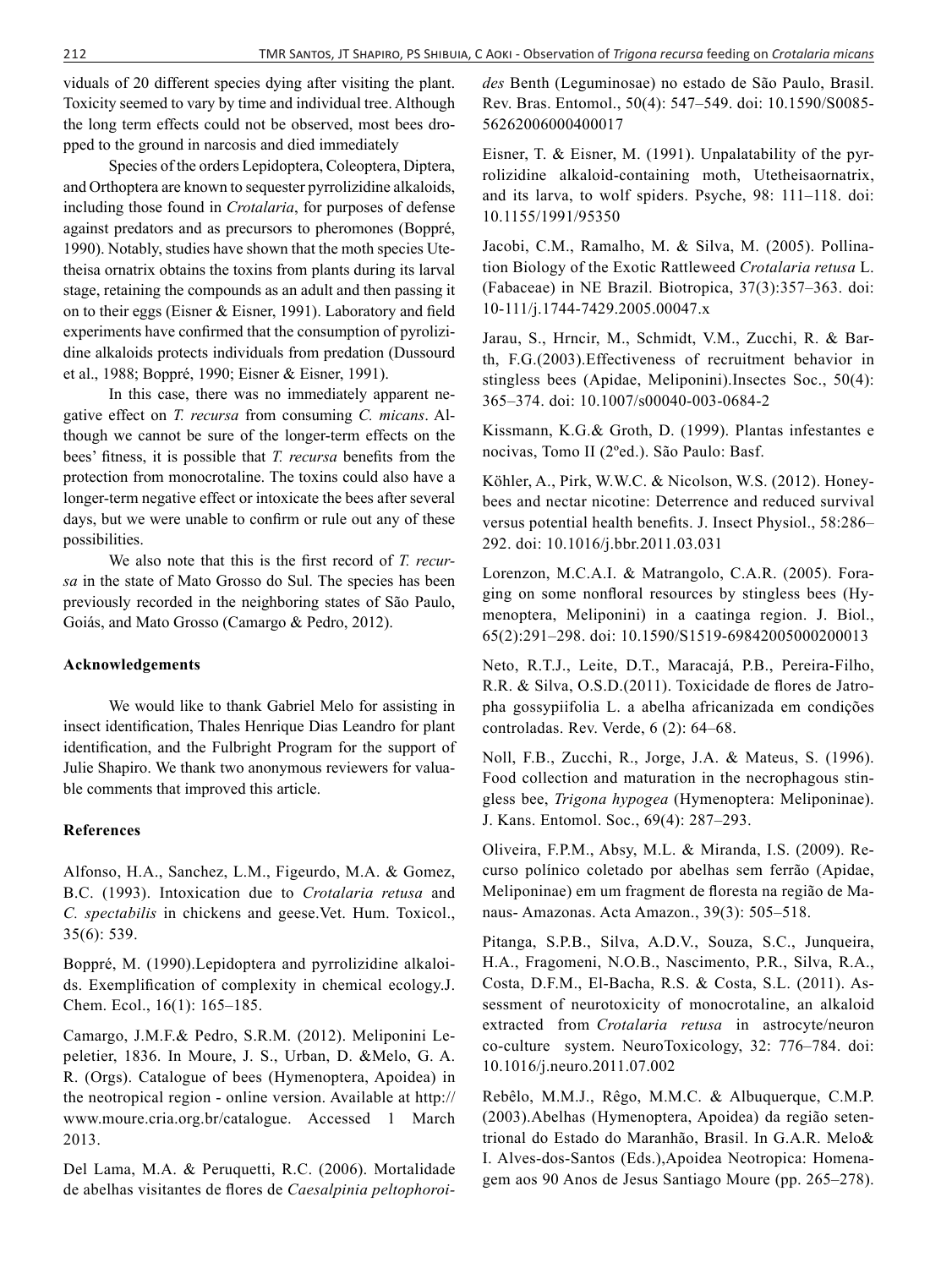viduals of 20 different species dying after visiting the plant. Toxicity seemed to vary by time and individual tree. Although the long term effects could not be observed, most bees dropped to the ground in narcosis and died immediately

Species of the orders Lepidoptera, Coleoptera, Diptera, and Orthoptera are known to sequester pyrrolizidine alkaloids, including those found in *Crotalaria*, for purposes of defense against predators and as precursors to pheromones (Boppré, 1990). Notably, studies have shown that the moth species Utetheisa ornatrix obtains the toxins from plants during its larval stage, retaining the compounds as an adult and then passing it on to their eggs (Eisner & Eisner, 1991). Laboratory and field experiments have confirmed that the consumption of pyrolizidine alkaloids protects individuals from predation (Dussourd et al., 1988; Boppré, 1990; Eisner & Eisner, 1991).

In this case, there was no immediately apparent negative effect on *T. recursa* from consuming *C. micans*. Although we cannot be sure of the longer-term effects on the bees' fitness, it is possible that *T. recursa* benefits from the protection from monocrotaline. The toxins could also have a longer-term negative effect or intoxicate the bees after several days, but we were unable to confirm or rule out any of these possibilities.

We also note that this is the first record of *T. recursa* in the state of Mato Grosso do Sul. The species has been previously recorded in the neighboring states of São Paulo, Goiás, and Mato Grosso (Camargo & Pedro, 2012).

## Acknowledgements

We would like to thank Gabriel Melo for assisting in insect identification, Thales Henrique Dias Leandro for plant identification, and the Fulbright Program for the support of Julie Shapiro. We thank two anonymous reviewers for valuable comments that improved this article.

## References

Alfonso, H.A., Sanchez, L.M., Figeurdo, M.A. & Gomez, B.C. (1993). Intoxication due to *Crotalaria retusa* and *C. spectabilis* in chickens and geese.Vet. Hum. Toxicol., 35(6): 539.

Boppré, M. (1990).Lepidoptera and pyrrolizidine alkaloids. Exemplification of complexity in chemical ecology.J. Chem. Ecol., 16(1): 165–185.

Camargo, J.M.F.& Pedro, S.R.M. (2012). Meliponini Lepeletier, 1836. In Moure, J. S., Urban, D. &Melo, G. A. R. (Orgs). Catalogue of bees (Hymenoptera, Apoidea) in the neotropical region - online version. Available at http://www.moure.cria.org.br/catalogue. Accessed 1 March 2013.

Del Lama, M.A. & Peruquetti, R.C. (2006). Mortalidade de abelhas visitantes de flores de *Caesalpinia peltophoroides* Benth (Leguminosae) no estado de São Paulo, Brasil. Rev. Bras. Entomol., 50(4): 547–549. doi: 10.1590/S0085-56262006000400017

Eisner, T. & Eisner, M. (1991). Unpalatability of the pyrrolizidine alkaloid-containing moth, Utetheisaornatrix, and its larva, to wolf spiders. Psyche, 98: 111–118. doi: 10.1155/1991/95350

Jacobi, C.M., Ramalho, M. & Silva, M. (2005). Pollination Biology of the Exotic Rattleweed *Crotalaria retusa* L. (Fabaceae) in NE Brazil. Biotropica, 37(3):357–363. doi: 10-111/j.1744-7429.2005.00047.x

Jarau, S., Hrncir, M., Schmidt, V.M., Zucchi, R. & Barth, F.G.(2003).Effectiveness of recruitment behavior in stingless bees (Apidae, Meliponini).Insectes Soc., 50(4): 365–374. doi: 10.1007/s00040-003-0684-2

Kissmann, K.G.& Groth, D. (1999). Plantas infestantes e nocivas, Tomo II (2ºed.). São Paulo: Basf.

Köhler, A., Pirk, W.W.C. & Nicolson, W.S. (2012). Honeybees and nectar nicotine: Deterrence and reduced survival versus potential health benefits. J. Insect Physiol., 58:286–292. doi: 10.1016/j.bbr.2011.03.031

Lorenzon, M.C.A.I. & Matrangolo, C.A.R. (2005). Foraging on some nonfloral resources by stingless bees (Hymenoptera, Meliponini) in a caatinga region. J. Biol., 65(2):291–298. doi: 10.1590/S1519-69842005000200013

Neto, R.T.J., Leite, D.T., Maracajá, P.B., Pereira-Filho, R.R. & Silva, O.S.D.(2011). Toxicidade de flores de Jatropha gossypiifolia L. a abelha africanizada em condições controladas. Rev. Verde, 6 (2): 64–68.

Noll, F.B., Zucchi, R., Jorge, J.A. & Mateus, S. (1996). Food collection and maturation in the necrophagous stingless bee, *Trigona hypogea* (Hymenoptera: Meliponinae). J. Kans. Entomol. Soc., 69(4): 287–293.

Oliveira, F.P.M., Absy, M.L. & Miranda, I.S. (2009). Recurso polínico coletado por abelhas sem ferrão (Apidae, Meliponinae) em um fragment de floresta na região de Manaus- Amazonas. Acta Amazon., 39(3): 505–518.

Pitanga, S.P.B., Silva, A.D.V., Souza, S.C., Junqueira, H.A., Fragomeni, N.O.B., Nascimento, P.R., Silva, R.A., Costa, D.F.M., El-Bacha, R.S. & Costa, S.L. (2011). Assessment of neurotoxicity of monocrotaline, an alkaloid extracted from *Crotalaria retusa* in astrocyte/neuron co-culture system. NeuroToxicology, 32: 776–784. doi: 10.1016/j.neuro.2011.07.002

Rebêlo, M.M.J., Rêgo, M.M.C. & Albuquerque, C.M.P. (2003).Abelhas (Hymenoptera, Apoidea) da região setentrional do Estado do Maranhão, Brasil. In G.A.R. Melo& I. Alves-dos-Santos (Eds.),Apoidea Neotropica: Homenagem aos 90 Anos de Jesus Santiago Moure (pp. 265–278).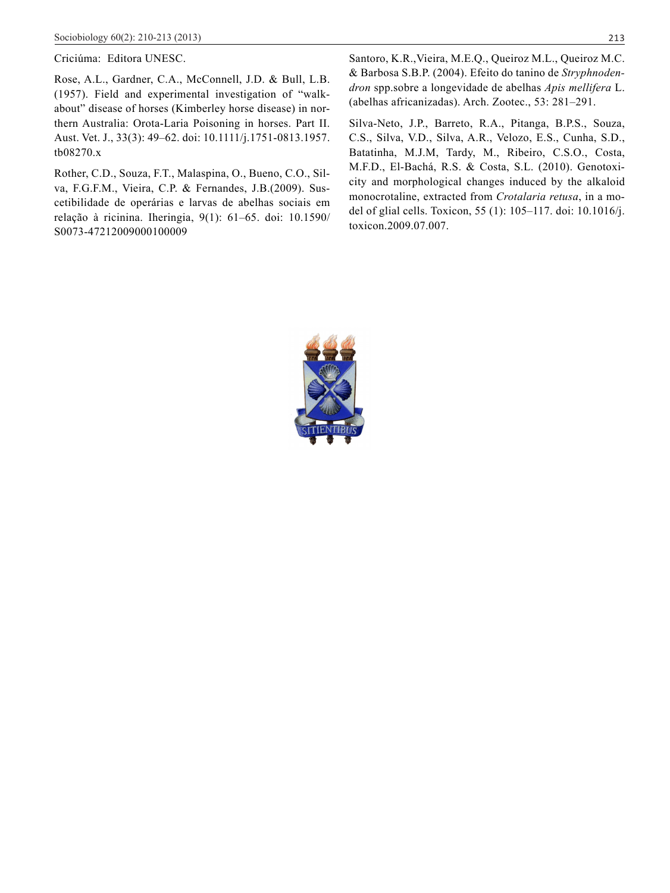Criciúma: Editora UNESC.

Rose, A.L., Gardner, C.A., McConnell, J.D. & Bull, L.B. (1957). Field and experimental investigation of "walk-about" disease of horses (Kimberley horse disease) in northern Australia: Orota-Laria Poisoning in horses. Part II. Aust. Vet. J., 33(3): 49–62. doi: 10.1111/j.1751-0813.1957.tb08270.x

Rother, C.D., Souza, F.T., Malaspina, O., Bueno, C.O., Silva, F.G.F.M., Vieira, C.P. & Fernandes, J.B.(2009). Suscetibilidade de operárias e larvas de abelhas sociais em relação à ricinina. Iheringia, 9(1): 61–65. doi: 10.1590/S0073-47212009000100009

Santoro, K.R.,Vieira, M.E.Q., Queiroz M.L., Queiroz M.C. & Barbosa S.B.P. (2004). Efeito do tanino de *Stryphnodendron* spp.sobre a longevidade de abelhas *Apis mellifera* L. (abelhas africanizadas). Arch. Zootec., 53: 281–291.

Silva-Neto, J.P., Barreto, R.A., Pitanga, B.P.S., Souza, C.S., Silva, V.D., Silva, A.R., Velozo, E.S., Cunha, S.D., Batatinha, M.J.M, Tardy, M., Ribeiro, C.S.O., Costa, M.F.D., El-Bachá, R.S. & Costa, S.L. (2010). Genotoxicity and morphological changes induced by the alkaloid monocrotaline, extracted from *Crotalaria retusa*, in a model of glial cells. Toxicon, 55 (1): 105–117. doi: 10.1016/j.toxicon.2009.07.007.